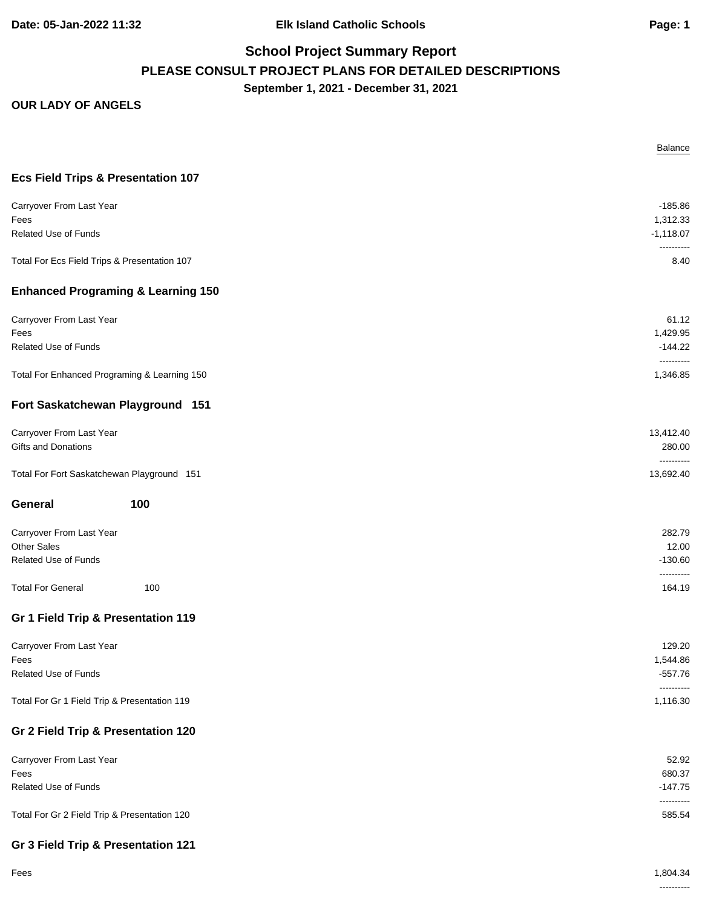**Elk Island Catholic Schools**

# School Project Summary Report

## PLEASE CONSULT PROJECT PLANS FOR DETAILED DESCRIPTIONS

**September 1, 2021 - December 31, 2021**

**OUR LADY OF ANGELS**

| | Balance |
|---|---|
| **Ecs Field Trips & Presentation 107** | |
| Carryover From Last Year | -185.86 |
| Fees | 1,312.33 |
| Related Use of Funds | -1,118.07 |
| | ---------- |
| Total For Ecs Field Trips & Presentation 107 | 8.40 |
| **Enhanced Programing & Learning 150** | |
| Carryover From Last Year | 61.12 |
| Fees | 1,429.95 |
| Related Use of Funds | -144.22 |
| | ---------- |
| Total For Enhanced Programing & Learning 150 | 1,346.85 |
| **Fort Saskatchewan Playground 151** | |
| Carryover From Last Year | 13,412.40 |
| Gifts and Donations | 280.00 |
| | ---------- |
| Total For Fort Saskatchewan Playground 151 | 13,692.40 |
| **General 100** | |
| Carryover From Last Year | 282.79 |
| Other Sales | 12.00 |
| Related Use of Funds | -130.60 |
| | ---------- |
| Total For General 100 | 164.19 |
| **Gr 1 Field Trip & Presentation 119** | |
| Carryover From Last Year | 129.20 |
| Fees | 1,544.86 |
| Related Use of Funds | -557.76 |
| | ---------- |
| Total For Gr 1 Field Trip & Presentation 119 | 1,116.30 |
| **Gr 2 Field Trip & Presentation 120** | |
| Carryover From Last Year | 52.92 |
| Fees | 680.37 |
| Related Use of Funds | -147.75 |
| | ---------- |
| Total For Gr 2 Field Trip & Presentation 120 | 585.54 |
| **Gr 3 Field Trip & Presentation 121** | |
| Fees | 1,804.34 |
| | ---------- |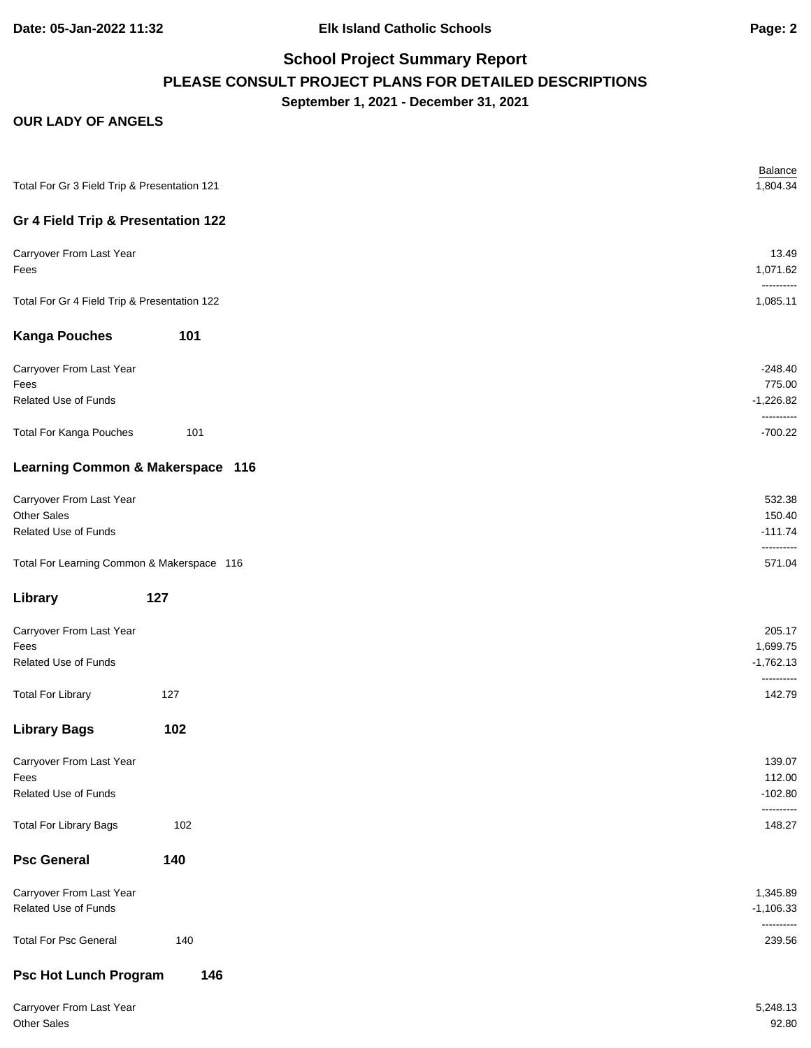## School Project Summary Report

**PLEASE CONSULT PROJECT PLANS FOR DETAILED DESCRIPTIONS**

**September 1, 2021 - December 31, 2021**

**OUR LADY OF ANGELS**

| | Balance |
|---|---|
| Total For Gr 3 Field Trip & Presentation 121 | 1,804.34 |

### Gr 4 Field Trip & Presentation 122

| | |
|---|---|
| Carryover From Last Year | 13.49 |
| Fees | 1,071.62 |
| Total For Gr 4 Field Trip & Presentation 122 | 1,085.11 |

### Kanga Pouches 101

| | |
|---|---|
| Carryover From Last Year | -248.40 |
| Fees | 775.00 |
| Related Use of Funds | -1,226.82 |
| Total For Kanga Pouches 101 | -700.22 |

### Learning Common & Makerspace 116

| | |
|---|---|
| Carryover From Last Year | 532.38 |
| Other Sales | 150.40 |
| Related Use of Funds | -111.74 |
| Total For Learning Common & Makerspace 116 | 571.04 |

### Library 127

| | |
|---|---|
| Carryover From Last Year | 205.17 |
| Fees | 1,699.75 |
| Related Use of Funds | -1,762.13 |
| Total For Library 127 | 142.79 |

### Library Bags 102

| | |
|---|---|
| Carryover From Last Year | 139.07 |
| Fees | 112.00 |
| Related Use of Funds | -102.80 |
| Total For Library Bags 102 | 148.27 |

### Psc General 140

| | |
|---|---|
| Carryover From Last Year | 1,345.89 |
| Related Use of Funds | -1,106.33 |
| Total For Psc General 140 | 239.56 |

### Psc Hot Lunch Program 146

| | |
|---|---|
| Carryover From Last Year | 5,248.13 |
| Other Sales | 92.80 |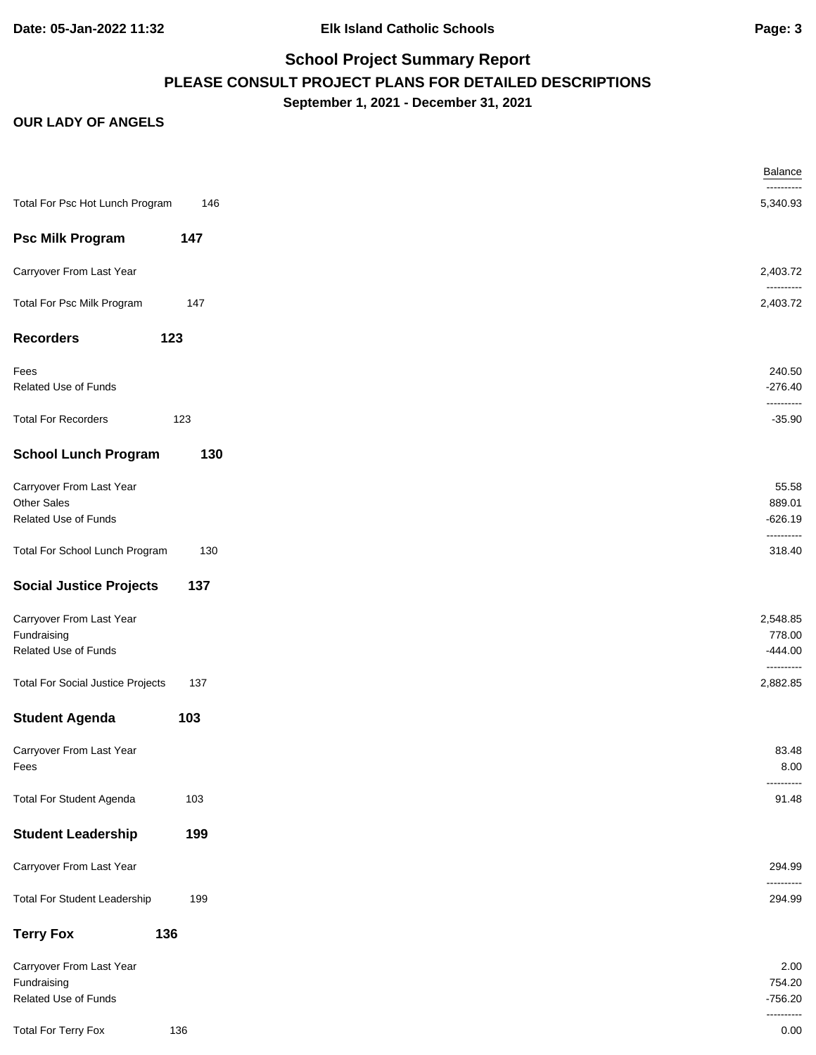## School Project Summary Report

**PLEASE CONSULT PROJECT PLANS FOR DETAILED DESCRIPTIONS**

**September 1, 2021 - December 31, 2021**

**OUR LADY OF ANGELS**

| | | Balance |
|---|---|---|
| Total For Psc Hot Lunch Program | 146 | 5,340.93 |
| **Psc Milk Program** | **147** | |
| Carryover From Last Year | | 2,403.72 |
| Total For Psc Milk Program | 147 | 2,403.72 |
| **Recorders** | **123** | |
| Fees | | 240.50 |
| Related Use of Funds | | -276.40 |
| Total For Recorders | 123 | -35.90 |
| **School Lunch Program** | **130** | |
| Carryover From Last Year | | 55.58 |
| Other Sales | | 889.01 |
| Related Use of Funds | | -626.19 |
| Total For School Lunch Program | 130 | 318.40 |
| **Social Justice Projects** | **137** | |
| Carryover From Last Year | | 2,548.85 |
| Fundraising | | 778.00 |
| Related Use of Funds | | -444.00 |
| Total For Social Justice Projects | 137 | 2,882.85 |
| **Student Agenda** | **103** | |
| Carryover From Last Year | | 83.48 |
| Fees | | 8.00 |
| Total For Student Agenda | 103 | 91.48 |
| **Student Leadership** | **199** | |
| Carryover From Last Year | | 294.99 |
| Total For Student Leadership | 199 | 294.99 |
| **Terry Fox** | **136** | |
| Carryover From Last Year | | 2.00 |
| Fundraising | | 754.20 |
| Related Use of Funds | | -756.20 |
| Total For Terry Fox | 136 | 0.00 |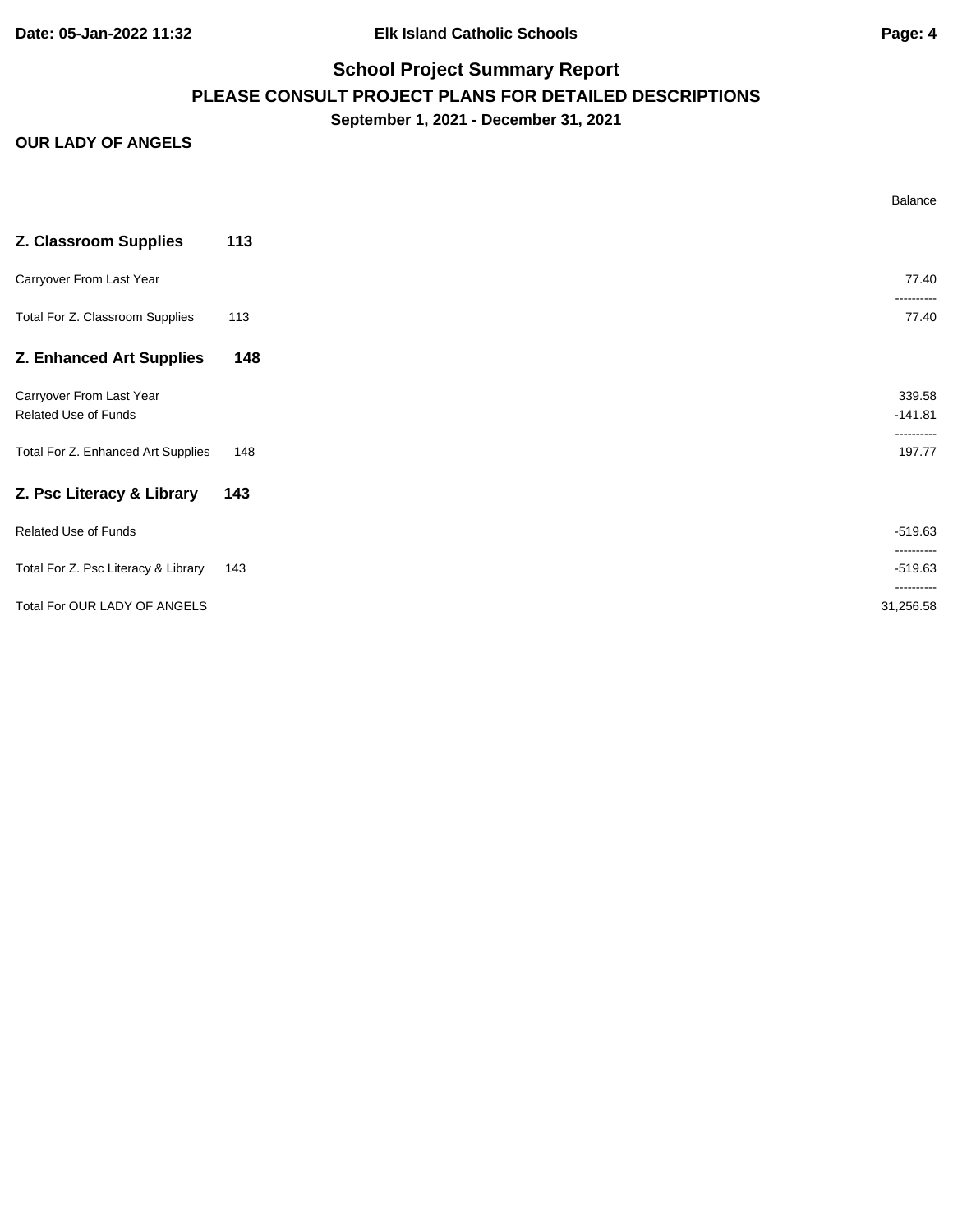# School Project Summary Report

## PLEASE CONSULT PROJECT PLANS FOR DETAILED DESCRIPTIONS

### September 1, 2021 - December 31, 2021

**OUR LADY OF ANGELS**

| | | Balance |
|---|---|---|
| **Z. Classroom Supplies** | **113** | |
| Carryover From Last Year | | 77.40 |
| Total For Z. Classroom Supplies | 113 | 77.40 |
| **Z. Enhanced Art Supplies** | **148** | |
| Carryover From Last Year | | 339.58 |
| Related Use of Funds | | -141.81 |
| Total For Z. Enhanced Art Supplies | 148 | 197.77 |
| **Z. Psc Literacy & Library** | **143** | |
| Related Use of Funds | | -519.63 |
| Total For Z. Psc Literacy & Library | 143 | -519.63 |
| Total For OUR LADY OF ANGELS | | 31,256.58 |